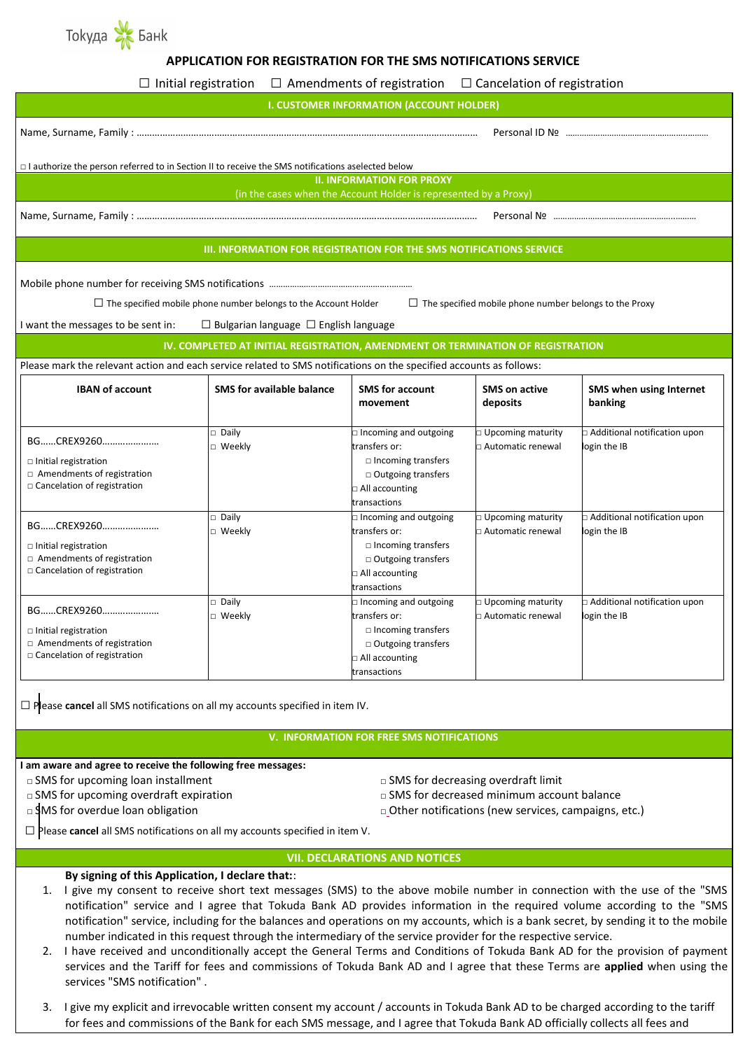Токуда Банк

# APPLICATION FOR REGISTRATION FOR THE SMS NOTIFICATIONS SERVICE

☐ Initial registration ☐ Amendments of registration ☐ Cancelation of registration

## I. CUSTOMER INFORMATION (ACCOUNT HOLDER)

Name, Surname, Family : ……………………………………………………………………………………………………………… Personal ID № ………………………………………………………

□ I authorize the person referred to in Section II to receive the SMS notifications aselected below

## II. INFORMATION FOR PROXY

(in the cases when the Account Holder is represented by a Proxy)

Name, Surname, Family : ……………………………………………………………………………………………………………… Personal № ………………………………………………………

## III. INFORMATION FOR REGISTRATION FOR THE SMS NOTIFICATIONS SERVICE

Mobile phone number for receiving SMS notifications ………………………………………………………

☐ The specified mobile phone number belongs to the Account Holder ☐ The specified mobile phone number belongs to the Proxy

I want the messages to be sent in: ☐ Bulgarian language ☐ English language

## IV. COMPLETED AT INITIAL REGISTRATION, AMENDMENT OR TERMINATION OF REGISTRATION

Please mark the relevant action and each service related to SMS notifications on the specified accounts as follows:

| IBAN of account | SMS for available balance | SMS for account movement | SMS on active deposits | SMS when using Internet banking |
|---|---|---|---|---|
| BG……CREX9260…………………<br>□ Initial registration<br>□ Amendments of registration<br>□ Cancelation of registration | □ Daily<br>□ Weekly | □ Incoming and outgoing transfers or:<br>□ Incoming transfers<br>□ Outgoing transfers<br>□ All accounting transactions | □ Upcoming maturity<br>□ Automatic renewal | □ Additional notification upon login the IB |
| BG……CREX9260…………………<br>□ Initial registration<br>□ Amendments of registration<br>□ Cancelation of registration | □ Daily<br>□ Weekly | □ Incoming and outgoing transfers or:<br>□ Incoming transfers<br>□ Outgoing transfers<br>□ All accounting transactions | □ Upcoming maturity<br>□ Automatic renewal | □ Additional notification upon login the IB |
| BG……CREX9260…………………<br>□ Initial registration<br>□ Amendments of registration<br>□ Cancelation of registration | □ Daily<br>□ Weekly | □ Incoming and outgoing transfers or:<br>□ Incoming transfers<br>□ Outgoing transfers<br>□ All accounting transactions | □ Upcoming maturity<br>□ Automatic renewal | □ Additional notification upon login the IB |

☐ Please **cancel** all SMS notifications on all my accounts specified in item IV.

## V. INFORMATION FOR FREE SMS NOTIFICATIONS

**I am aware and agree to receive the following free messages:**

□ SMS for upcoming loan installment
□ SMS for upcoming overdraft expiration
□ SMS for overdue loan obligation
□ SMS for decreasing overdraft limit
□ SMS for decreased minimum account balance
□ Other notifications (new services, campaigns, etc.)

☐ Please **cancel** all SMS notifications on all my accounts specified in item V.

## VII. DECLARATIONS AND NOTICES

**By signing of this Application, I declare that:**:

1. I give my consent to receive short text messages (SMS) to the above mobile number in connection with the use of the "SMS notification" service and I agree that Tokuda Bank AD provides information in the required volume according to the "SMS notification" service, including for the balances and operations on my accounts, which is a bank secret, by sending it to the mobile number indicated in this request through the intermediary of the service provider for the respective service.
2. I have received and unconditionally accept the General Terms and Conditions of Tokuda Bank AD for the provision of payment services and the Tariff for fees and commissions of Tokuda Bank AD and I agree that these Terms are **applied** when using the services "SMS notification" .
3. I give my explicit and irrevocable written consent my account / accounts in Tokuda Bank AD to be charged according to the tariff for fees and commissions of the Bank for each SMS message, and I agree that Tokuda Bank AD officially collects all fees and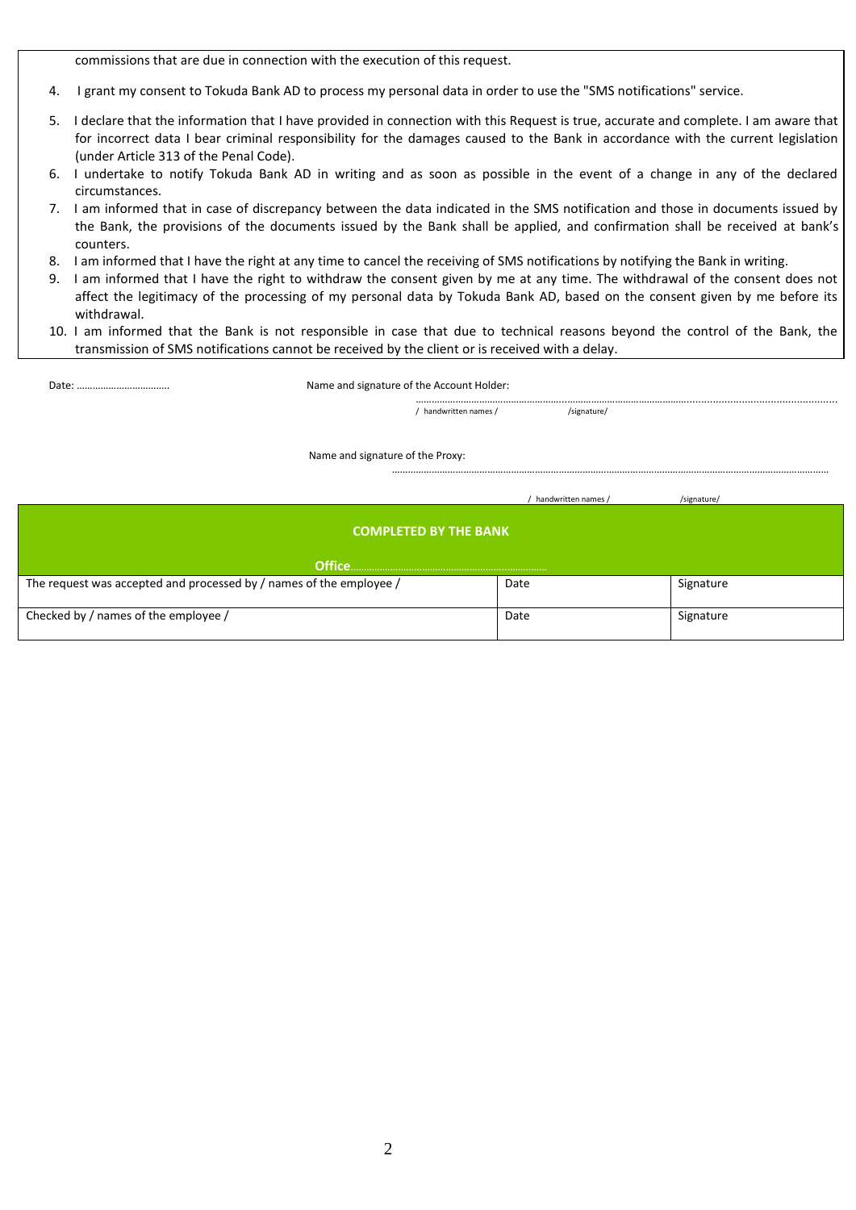commissions that are due in connection with the execution of this request.

4. I grant my consent to Tokuda Bank AD to process my personal data in order to use the "SMS notifications" service.
5. I declare that the information that I have provided in connection with this Request is true, accurate and complete. I am aware that for incorrect data I bear criminal responsibility for the damages caused to the Bank in accordance with the current legislation (under Article 313 of the Penal Code).
6. I undertake to notify Tokuda Bank AD in writing and as soon as possible in the event of a change in any of the declared circumstances.
7. I am informed that in case of discrepancy between the data indicated in the SMS notification and those in documents issued by the Bank, the provisions of the documents issued by the Bank shall be applied, and confirmation shall be received at bank's counters.
8. I am informed that I have the right at any time to cancel the receiving of SMS notifications by notifying the Bank in writing.
9. I am informed that I have the right to withdraw the consent given by me at any time. The withdrawal of the consent does not affect the legitimacy of the processing of my personal data by Tokuda Bank AD, based on the consent given by me before its withdrawal.
10. I am informed that the Bank is not responsible in case that due to technical reasons beyond the control of the Bank, the transmission of SMS notifications cannot be received by the client or is received with a delay.

Date: ……………………………… Name and signature of the Account Holder:

……………………………………………………………………………………………………………………………
/ handwritten names / /signature/

Name and signature of the Proxy:

……………………………………………………………………………………………………………………………
/ handwritten names / /signature/

**COMPLETED BY THE BANK**

**Office**…………………………………………………………

| | | |
|---|---|---|
| The request was accepted and processed by / names of the employee / | Date | Signature |
| Checked by / names of the employee / | Date | Signature |